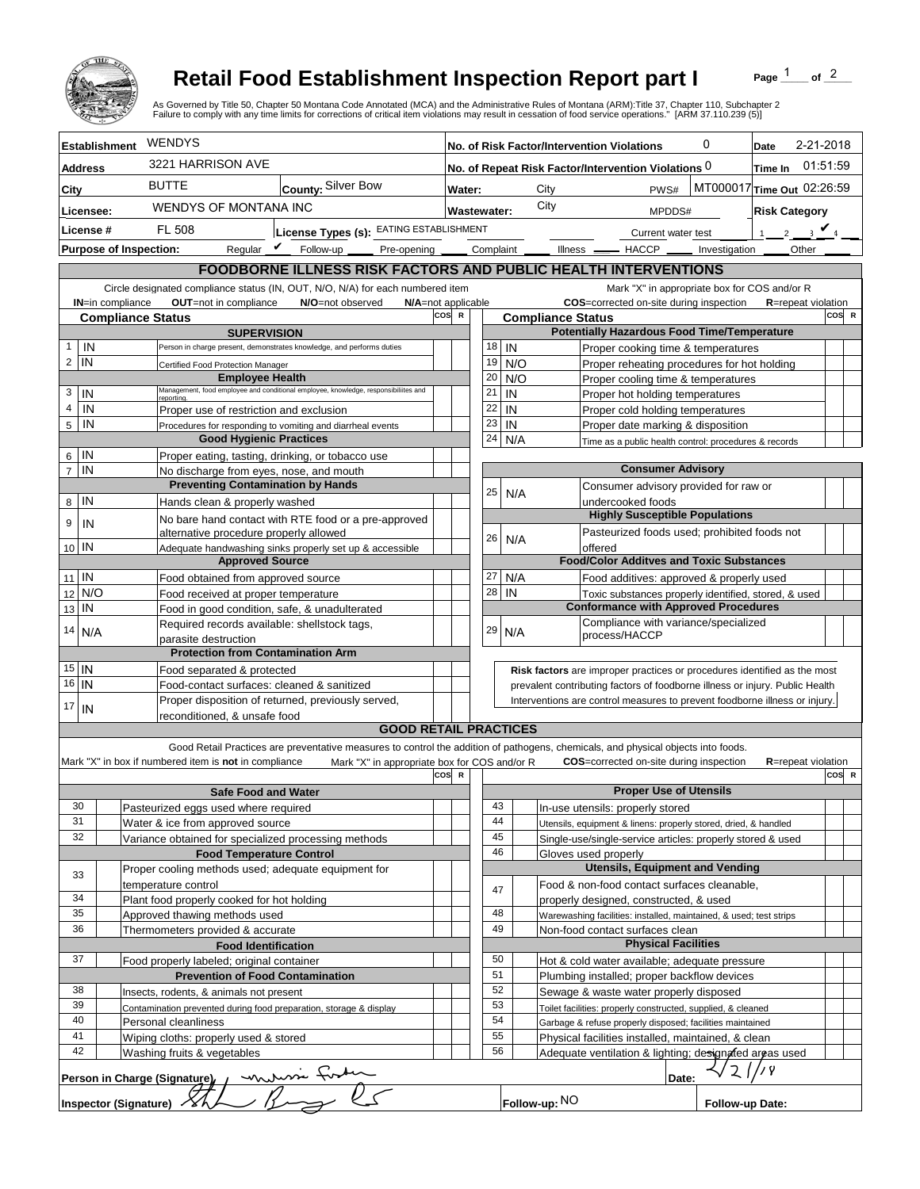# Retail Food Establishment Inspection Report part I

As Governed by Title 50, Chapter 50 Montana Code Annotated (MCA) and the Administrative Rules of Montana (ARM):Title 37, Chapter 110, Subchapter 2
Failure to comply with any time limits for corrections of critical item violations may result in cessation of food service operations." [ARM 37.110.239 (5)]

| | | | |
|---|---|---|---|
| **Establishment** WENDYS | | **No. of Risk Factor/Intervention Violations** 0 | **Date** 2-21-2018 |
| **Address** 3221 HARRISON AVE | | **No. of Repeat Risk Factor/Intervention Violations** 0 | **Time In** 01:51:59 |
| **City** BUTTE | **County:** Silver Bow | **Water:** City PWS# MT000017 | **Time Out** 02:26:59 |
| **Licensee:** WENDYS OF MONTANA INC | | **Wastewater:** City MPDDS# | **Risk Category** |
| **License #** FL 508 | **License Types (s):** EATING ESTABLISHMENT | Current water test | 1 __ 2 __ 3 ✔ 4 __ |
| **Purpose of Inspection:** Regular ✔ Follow-up ___ Pre-opening ___ Complaint ___ Illness ___ HACCP ___ Investigation ___ Other ___ | | | |

## FOODBORNE ILLNESS RISK FACTORS AND PUBLIC HEALTH INTERVENTIONS

Circle designated compliance status (IN, OUT, N/O, N/A) for each numbered item — **IN**=in compliance **OUT**=not in compliance **N/O**=not observed **N/A**=not applicable

Mark "X" in appropriate box for COS and/or R — **COS**=corrected on-site during inspection **R**=repeat violation

| # | Compliance Status | Item | COS | R |
|---|---|---|---|---|
| | | **SUPERVISION** | | |
| 1 | IN | Person in charge present, demonstrates knowledge, and performs duties | | |
| 2 | IN | Certified Food Protection Manager | | |
| | | **Employee Health** | | |
| 3 | IN | Management, food employee and conditional employee, knowledge, responsibilities and reporting. | | |
| 4 | IN | Proper use of restriction and exclusion | | |
| 5 | IN | Procedures for responding to vomiting and diarrheal events | | |
| | | **Good Hygienic Practices** | | |
| 6 | IN | Proper eating, tasting, drinking, or tobacco use | | |
| 7 | IN | No discharge from eyes, nose, and mouth | | |
| | | **Preventing Contamination by Hands** | | |
| 8 | IN | Hands clean & properly washed | | |
| 9 | IN | No bare hand contact with RTE food or a pre-approved alternative procedure properly allowed | | |
| 10 | IN | Adequate handwashing sinks properly set up & accessible | | |
| | | **Approved Source** | | |
| 11 | IN | Food obtained from approved source | | |
| 12 | N/O | Food received at proper temperature | | |
| 13 | IN | Food in good condition, safe, & unadulterated | | |
| 14 | N/A | Required records available: shellstock tags, parasite destruction | | |
| | | **Protection from Contamination Arm** | | |
| 15 | IN | Food separated & protected | | |
| 16 | IN | Food-contact surfaces: cleaned & sanitized | | |
| 17 | IN | Proper disposition of returned, previously served, reconditioned, & unsafe food | | |
| | | **Potentially Hazardous Food Time/Temperature** | | |
| 18 | IN | Proper cooking time & temperatures | | |
| 19 | N/O | Proper reheating procedures for hot holding | | |
| 20 | N/O | Proper cooling time & temperatures | | |
| 21 | IN | Proper hot holding temperatures | | |
| 22 | IN | Proper cold holding temperatures | | |
| 23 | IN | Proper date marking & disposition | | |
| 24 | N/A | Time as a public health control: procedures & records | | |
| | | **Consumer Advisory** | | |
| 25 | N/A | Consumer advisory provided for raw or undercooked foods | | |
| | | **Highly Susceptible Populations** | | |
| 26 | N/A | Pasteurized foods used; prohibited foods not offered | | |
| | | **Food/Color Additves and Toxic Substances** | | |
| 27 | N/A | Food additives: approved & properly used | | |
| 28 | IN | Toxic substances properly identified, stored, & used | | |
| | | **Conformance with Approved Procedures** | | |
| 29 | N/A | Compliance with variance/specialized process/HACCP | | |

**Risk factors** are improper practices or procedures identified as the most prevalent contributing factors of foodborne illness or injury. Public Health Interventions are control measures to prevent foodborne illness or injury.

## GOOD RETAIL PRACTICES

Good Retail Practices are preventative measures to control the addition of pathogens, chemicals, and physical objects into foods.

Mark "X" in box if numbered item is **not** in compliance — Mark "X" in appropriate box for COS and/or R — **COS**=corrected on-site during inspection **R**=repeat violation

| # | | Item | COS | R |
|---|---|---|---|---|
| | | **Safe Food and Water** | | |
| 30 | | Pasteurized eggs used where required | | |
| 31 | | Water & ice from approved source | | |
| 32 | | Variance obtained for specialized processing methods | | |
| | | **Food Temperature Control** | | |
| 33 | | Proper cooling methods used; adequate equipment for temperature control | | |
| 34 | | Plant food properly cooked for hot holding | | |
| 35 | | Approved thawing methods used | | |
| 36 | | Thermometers provided & accurate | | |
| | | **Food Identification** | | |
| 37 | | Food properly labeled; original container | | |
| | | **Prevention of Food Contamination** | | |
| 38 | | Insects, rodents, & animals not present | | |
| 39 | | Contamination prevented during food preparation, storage & display | | |
| 40 | | Personal cleanliness | | |
| 41 | | Wiping cloths: properly used & stored | | |
| 42 | | Washing fruits & vegetables | | |
| | | **Proper Use of Utensils** | | |
| 43 | | In-use utensils: properly stored | | |
| 44 | | Utensils, equipment & linens: properly stored, dried, & handled | | |
| 45 | | Single-use/single-service articles: properly stored & used | | |
| 46 | | Gloves used properly | | |
| | | **Utensils, Equipment and Vending** | | |
| 47 | | Food & non-food contact surfaces cleanable, properly designed, constructed, & used | | |
| 48 | | Warewashing facilities: installed, maintained, & used; test strips | | |
| 49 | | Non-food contact surfaces clean | | |
| | | **Physical Facilities** | | |
| 50 | | Hot & cold water available; adequate pressure | | |
| 51 | | Plumbing installed; proper backflow devices | | |
| 52 | | Sewage & waste water properly disposed | | |
| 53 | | Toilet facilities: properly constructed, supplied, & cleaned | | |
| 54 | | Garbage & refuse properly disposed; facilities maintained | | |
| 55 | | Physical facilities installed, maintained, & clean | | |
| 56 | | Adequate ventilation & lighting; designated areas used | | |

**Person in Charge (Signature)** [signature] **Date:** 2/21/18

**Inspector (Signature)** [signature] **Follow-up:** NO **Follow-up Date:**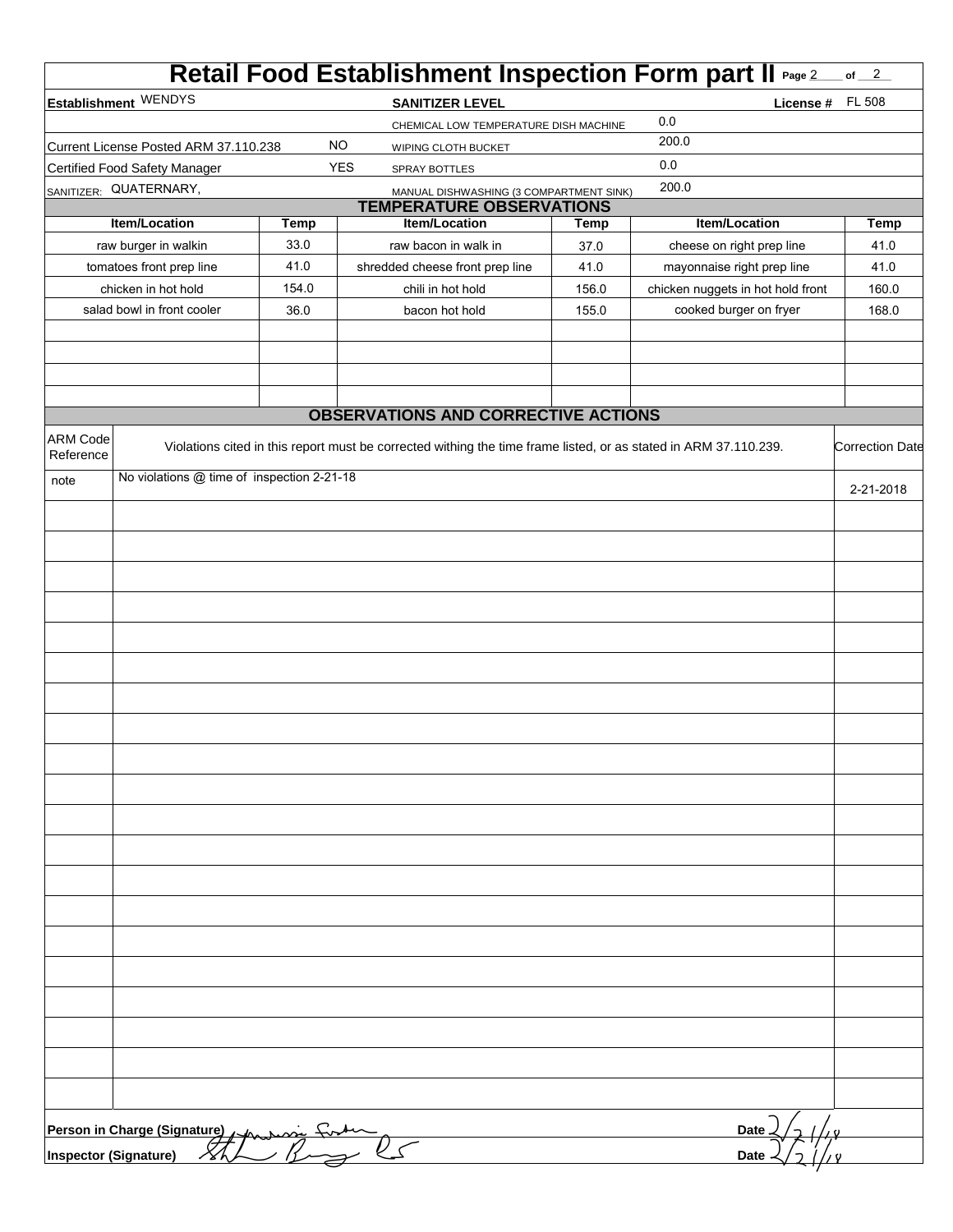# Retail Food Establishment Inspection Form part II

| | | | |
|---|---|---|---|
| **Establishment** WENDYS | | **SANITIZER LEVEL** | **License #** FL 508 |
| | | CHEMICAL LOW TEMPERATURE DISH MACHINE | 0.0 |
| Current License Posted ARM 37.110.238 | NO | WIPING CLOTH BUCKET | 200.0 |
| Certified Food Safety Manager | YES | SPRAY BOTTLES | 0.0 |
| SANITIZER: QUATERNARY, | | MANUAL DISHWASHING (3 COMPARTMENT SINK) | 200.0 |

## TEMPERATURE OBSERVATIONS

| Item/Location | Temp | Item/Location | Temp | Item/Location | Temp |
|---|---|---|---|---|---|
| raw burger in walkin | 33.0 | raw bacon in walk in | 37.0 | cheese on right prep line | 41.0 |
| tomatoes front prep line | 41.0 | shredded cheese front prep line | 41.0 | mayonnaise right prep line | 41.0 |
| chicken in hot hold | 154.0 | chili in hot hold | 156.0 | chicken nuggets in hot hold front | 160.0 |
| salad bowl in front cooler | 36.0 | bacon hot hold | 155.0 | cooked burger on fryer | 168.0 |

## OBSERVATIONS AND CORRECTIVE ACTIONS

| ARM Code Reference | Violations cited in this report must be corrected withing the time frame listed, or as stated in ARM 37.110.239. | Correction Date |
|---|---|---|
| note | No violations @ time of inspection 2-21-18 | 2-21-2018 |

**Person in Charge (Signature)** [signature] **Date** 2/21/18

**Inspector (Signature)** [signature] **Date** 2/21/18